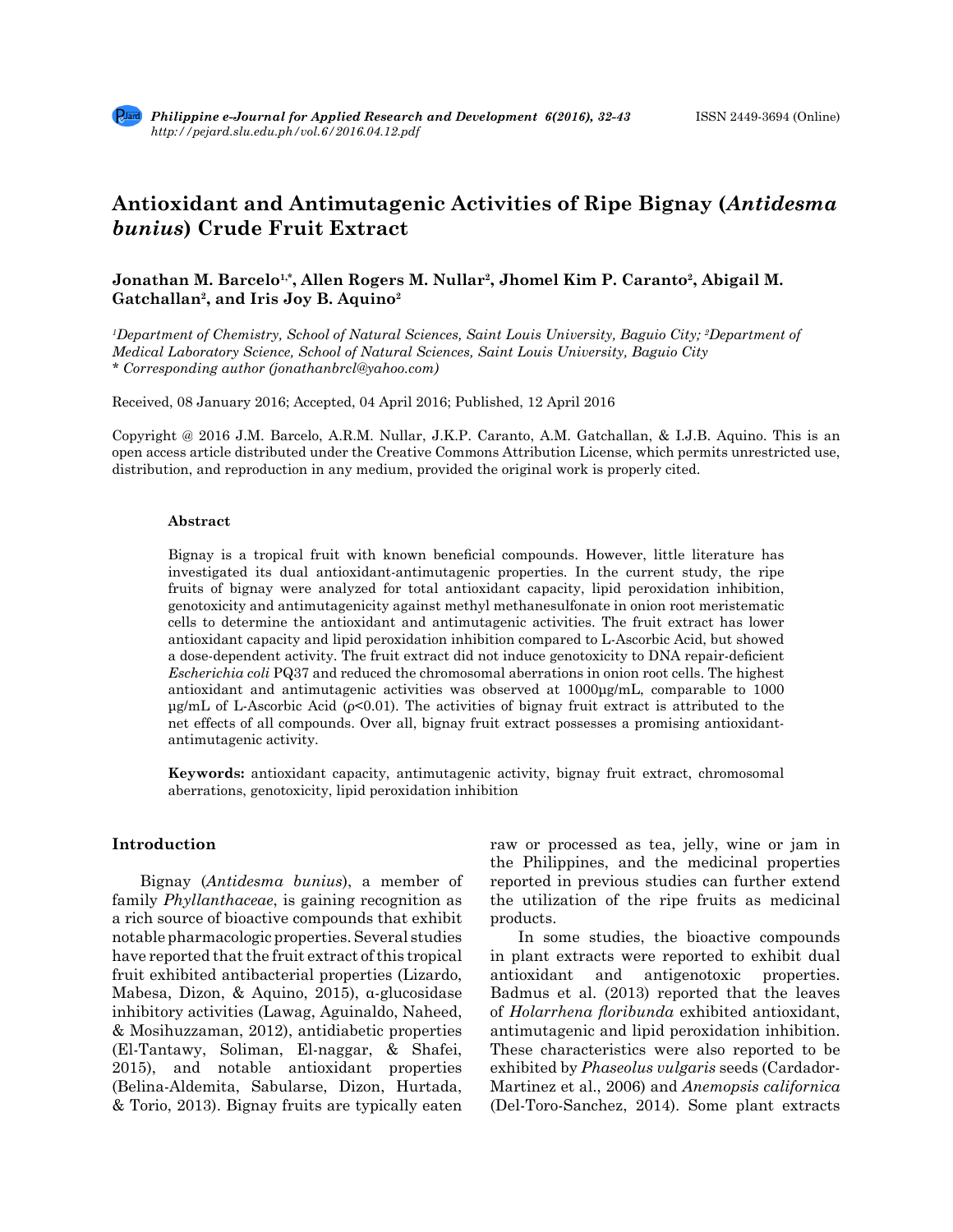# Antioxidant and Antimutagenic Activities of Ripe Bignay (*Antidesma bunius*) Crude Fruit Extract

**Jonathan M. Barcelo[1,*], Allen Rogers M. Nullar[2], Jhomel Kim P. Caranto[2], Abigail M. Gatchallan[2], and Iris Joy B. Aquino[2]**

*[1]Department of Chemistry, School of Natural Sciences, Saint Louis University, Baguio City; [2]Department of Medical Laboratory Science, School of Natural Sciences, Saint Louis University, Baguio City*
*\* Corresponding author (jonathanbrcl@yahoo.com)*

Received, 08 January 2016; Accepted, 04 April 2016; Published, 12 April 2016

Copyright @ 2016 J.M. Barcelo, A.R.M. Nullar, J.K.P. Caranto, A.M. Gatchallan, & I.J.B. Aquino. This is an open access article distributed under the Creative Commons Attribution License, which permits unrestricted use, distribution, and reproduction in any medium, provided the original work is properly cited.

## Abstract

Bignay is a tropical fruit with known beneficial compounds. However, little literature has investigated its dual antioxidant-antimutagenic properties. In the current study, the ripe fruits of bignay were analyzed for total antioxidant capacity, lipid peroxidation inhibition, genotoxicity and antimutagenicity against methyl methanesulfonate in onion root meristematic cells to determine the antioxidant and antimutagenic activities. The fruit extract has lower antioxidant capacity and lipid peroxidation inhibition compared to L-Ascorbic Acid, but showed a dose-dependent activity. The fruit extract did not induce genotoxicity to DNA repair-deficient *Escherichia coli* PQ37 and reduced the chromosomal aberrations in onion root cells. The highest antioxidant and antimutagenic activities was observed at 1000µg/mL, comparable to 1000 µg/mL of L-Ascorbic Acid ($\rho<0.01$). The activities of bignay fruit extract is attributed to the net effects of all compounds. Over all, bignay fruit extract possesses a promising antioxidant-antimutagenic activity.

**Keywords:** antioxidant capacity, antimutagenic activity, bignay fruit extract, chromosomal aberrations, genotoxicity, lipid peroxidation inhibition

## Introduction

Bignay (*Antidesma bunius*), a member of family *Phyllanthaceae*, is gaining recognition as a rich source of bioactive compounds that exhibit notable pharmacologic properties. Several studies have reported that the fruit extract of this tropical fruit exhibited antibacterial properties (Lizardo, Mabesa, Dizon, & Aquino, 2015), α-glucosidase inhibitory activities (Lawag, Aguinaldo, Naheed, & Mosihuzzaman, 2012), antidiabetic properties (El-Tantawy, Soliman, El-naggar, & Shafei, 2015), and notable antioxidant properties (Belina-Aldemita, Sabularse, Dizon, Hurtada, & Torio, 2013). Bignay fruits are typically eaten raw or processed as tea, jelly, wine or jam in the Philippines, and the medicinal properties reported in previous studies can further extend the utilization of the ripe fruits as medicinal products.

In some studies, the bioactive compounds in plant extracts were reported to exhibit dual antioxidant and antigenotoxic properties. Badmus et al. (2013) reported that the leaves of *Holarrhena floribunda* exhibited antioxidant, antimutagenic and lipid peroxidation inhibition. These characteristics were also reported to be exhibited by *Phaseolus vulgaris* seeds (Cardador-Martinez et al., 2006) and *Anemopsis californica* (Del-Toro-Sanchez, 2014). Some plant extracts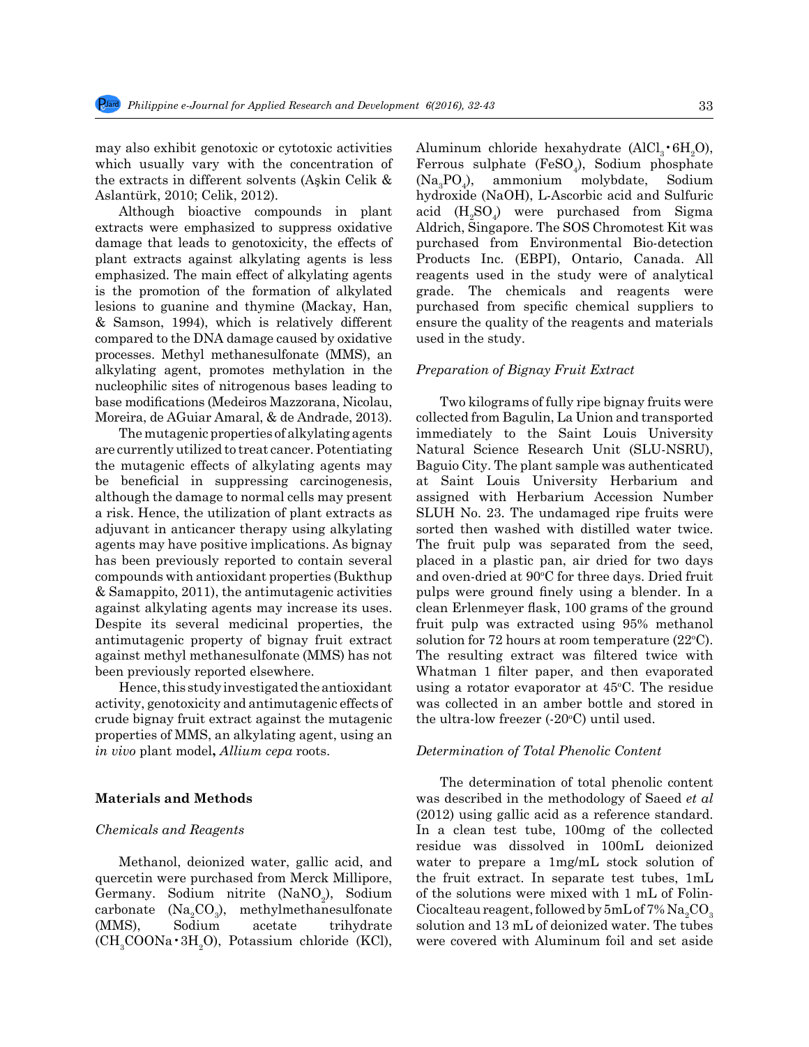may also exhibit genotoxic or cytotoxic activities which usually vary with the concentration of the extracts in different solvents (Aşkin Celik & Aslantürk, 2010; Celik, 2012).

Although bioactive compounds in plant extracts were emphasized to suppress oxidative damage that leads to genotoxicity, the effects of plant extracts against alkylating agents is less emphasized. The main effect of alkylating agents is the promotion of the formation of alkylated lesions to guanine and thymine (Mackay, Han, & Samson, 1994), which is relatively different compared to the DNA damage caused by oxidative processes. Methyl methanesulfonate (MMS), an alkylating agent, promotes methylation in the nucleophilic sites of nitrogenous bases leading to base modifications (Medeiros Mazzorana, Nicolau, Moreira, de AGuiar Amaral, & de Andrade, 2013).

The mutagenic properties of alkylating agents are currently utilized to treat cancer. Potentiating the mutagenic effects of alkylating agents may be beneficial in suppressing carcinogenesis, although the damage to normal cells may present a risk. Hence, the utilization of plant extracts as adjuvant in anticancer therapy using alkylating agents may have positive implications. As bignay has been previously reported to contain several compounds with antioxidant properties (Bukthup & Samappito, 2011), the antimutagenic activities against alkylating agents may increase its uses. Despite its several medicinal properties, the antimutagenic property of bignay fruit extract against methyl methanesulfonate (MMS) has not been previously reported elsewhere.

Hence, this study investigated the antioxidant activity, genotoxicity and antimutagenic effects of crude bignay fruit extract against the mutagenic properties of MMS, an alkylating agent, using an *in vivo* plant model**,** *Allium cepa* roots.

## Materials and Methods

### *Chemicals and Reagents*

Methanol, deionized water, gallic acid, and quercetin were purchased from Merck Millipore, Germany. Sodium nitrite ($NaNO_2$), Sodium carbonate ($Na_2CO_3$), methylmethanesulfonate (MMS), Sodium acetate trihydrate ($CH_3COONa \cdot 3H_2O$), Potassium chloride (KCl), Aluminum chloride hexahydrate ($AlCl_3 \cdot 6H_2O$), Ferrous sulphate ($FeSO_4$), Sodium phosphate ($Na_3PO_4$), ammonium molybdate, Sodium hydroxide (NaOH), L-Ascorbic acid and Sulfuric acid ($H_2SO_4$) were purchased from Sigma Aldrich, Singapore. The SOS Chromotest Kit was purchased from Environmental Bio-detection Products Inc. (EBPI), Ontario, Canada. All reagents used in the study were of analytical grade. The chemicals and reagents were purchased from specific chemical suppliers to ensure the quality of the reagents and materials used in the study.

### *Preparation of Bignay Fruit Extract*

Two kilograms of fully ripe bignay fruits were collected from Bagulin, La Union and transported immediately to the Saint Louis University Natural Science Research Unit (SLU-NSRU), Baguio City. The plant sample was authenticated at Saint Louis University Herbarium and assigned with Herbarium Accession Number SLUH No. 23. The undamaged ripe fruits were sorted then washed with distilled water twice. The fruit pulp was separated from the seed, placed in a plastic pan, air dried for two days and oven-dried at 90°C for three days. Dried fruit pulps were ground finely using a blender. In a clean Erlenmeyer flask, 100 grams of the ground fruit pulp was extracted using 95% methanol solution for 72 hours at room temperature (22°C). The resulting extract was filtered twice with Whatman 1 filter paper, and then evaporated using a rotator evaporator at 45°C. The residue was collected in an amber bottle and stored in the ultra-low freezer (-20°C) until used.

### *Determination of Total Phenolic Content*

The determination of total phenolic content was described in the methodology of Saeed *et al* (2012) using gallic acid as a reference standard. In a clean test tube, 100mg of the collected residue was dissolved in 100mL deionized water to prepare a 1mg/mL stock solution of the fruit extract. In separate test tubes, 1mL of the solutions were mixed with 1 mL of Folin-Ciocalteau reagent, followed by 5mL of 7% $Na_2CO_3$ solution and 13 mL of deionized water. The tubes were covered with Aluminum foil and set aside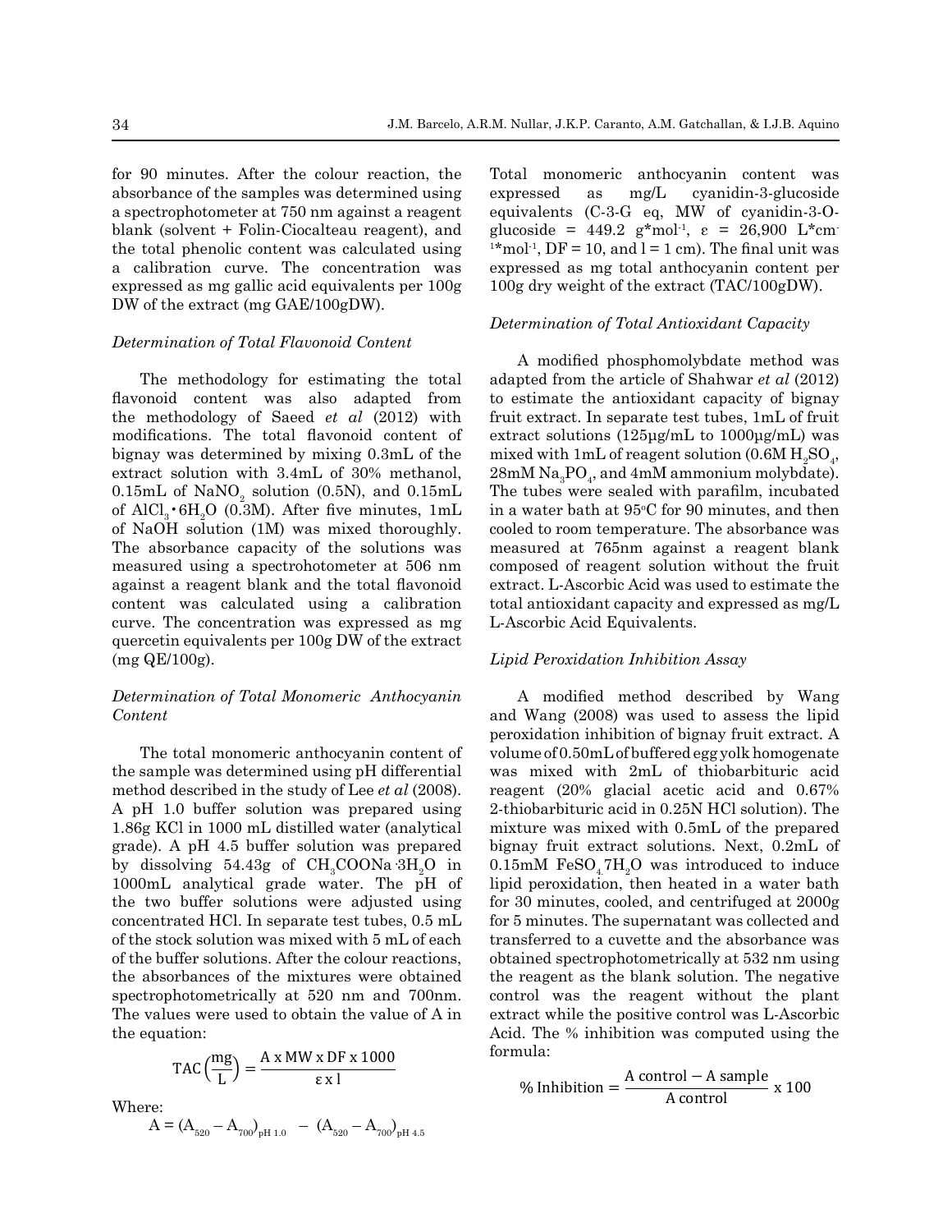for 90 minutes. After the colour reaction, the absorbance of the samples was determined using a spectrophotometer at 750 nm against a reagent blank (solvent + Folin-Ciocalteau reagent), and the total phenolic content was calculated using a calibration curve. The concentration was expressed as mg gallic acid equivalents per 100g DW of the extract (mg GAE/100gDW).

### *Determination of Total Flavonoid Content*

The methodology for estimating the total flavonoid content was also adapted from the methodology of Saeed *et al* (2012) with modifications. The total flavonoid content of bignay was determined by mixing 0.3mL of the extract solution with 3.4mL of 30% methanol, 0.15mL of $NaNO_2$ solution (0.5N), and 0.15mL of $AlCl_3 \cdot 6H_2O$ (0.3M). After five minutes, 1mL of NaOH solution (1M) was mixed thoroughly. The absorbance capacity of the solutions was measured using a spectrohotometer at 506 nm against a reagent blank and the total flavonoid content was calculated using a calibration curve. The concentration was expressed as mg quercetin equivalents per 100g DW of the extract (mg QE/100g).

### *Determination of Total Monomeric Anthocyanin Content*

The total monomeric anthocyanin content of the sample was determined using pH differential method described in the study of Lee *et al* (2008). A pH 1.0 buffer solution was prepared using 1.86g KCl in 1000 mL distilled water (analytical grade). A pH 4.5 buffer solution was prepared by dissolving 54.43g of $CH_3COONa \cdot 3H_2O$ in 1000mL analytical grade water. The pH of the two buffer solutions were adjusted using concentrated HCl. In separate test tubes, 0.5 mL of the stock solution was mixed with 5 mL of each of the buffer solutions. After the colour reactions, the absorbances of the mixtures were obtained spectrophotometrically at 520 nm and 700nm. The values were used to obtain the value of A in the equation:

$$\text{TAC}\left(\frac{\text{mg}}{\text{L}}\right) = \frac{\text{A x MW x DF x 1000}}{\varepsilon \text{ x l}}$$

Where:

$$A = (A_{520} - A_{700})_{pH\ 1.0} - (A_{520} - A_{700})_{pH\ 4.5}$$

Total monomeric anthocyanin content was expressed as mg/L cyanidin-3-glucoside equivalents (C-3-G eq, MW of cyanidin-3-O-glucoside = 449.2 $g{*}mol^{-1}$, $\varepsilon$ = 26,900 $L{*}cm^{-1}{*}mol^{-1}$, DF = 10, and l = 1 cm). The final unit was expressed as mg total anthocyanin content per 100g dry weight of the extract (TAC/100gDW).

### *Determination of Total Antioxidant Capacity*

A modified phosphomolybdate method was adapted from the article of Shahwar *et al* (2012) to estimate the antioxidant capacity of bignay fruit extract. In separate test tubes, 1mL of fruit extract solutions (125µg/mL to 1000µg/mL) was mixed with 1mL of reagent solution (0.6M $H_2SO_4$, 28mM $Na_3PO_4$, and 4mM ammonium molybdate). The tubes were sealed with parafilm, incubated in a water bath at 95°C for 90 minutes, and then cooled to room temperature. The absorbance was measured at 765nm against a reagent blank composed of reagent solution without the fruit extract. L-Ascorbic Acid was used to estimate the total antioxidant capacity and expressed as mg/L L-Ascorbic Acid Equivalents.

### *Lipid Peroxidation Inhibition Assay*

A modified method described by Wang and Wang (2008) was used to assess the lipid peroxidation inhibition of bignay fruit extract. A volume of 0.50mL of buffered egg yolk homogenate was mixed with 2mL of thiobarbituric acid reagent (20% glacial acetic acid and 0.67% 2-thiobarbituric acid in 0.25N HCl solution). The mixture was mixed with 0.5mL of the prepared bignay fruit extract solutions. Next, 0.2mL of 0.15mM $FeSO_4 7H_2O$ was introduced to induce lipid peroxidation, then heated in a water bath for 30 minutes, cooled, and centrifuged at 2000g for 5 minutes. The supernatant was collected and transferred to a cuvette and the absorbance was obtained spectrophotometrically at 532 nm using the reagent as the blank solution. The negative control was the reagent without the plant extract while the positive control was L-Ascorbic Acid. The % inhibition was computed using the formula:

$$\%\ \text{Inhibition} = \frac{\text{A control} - \text{A sample}}{\text{A control}} \text{ x 100}$$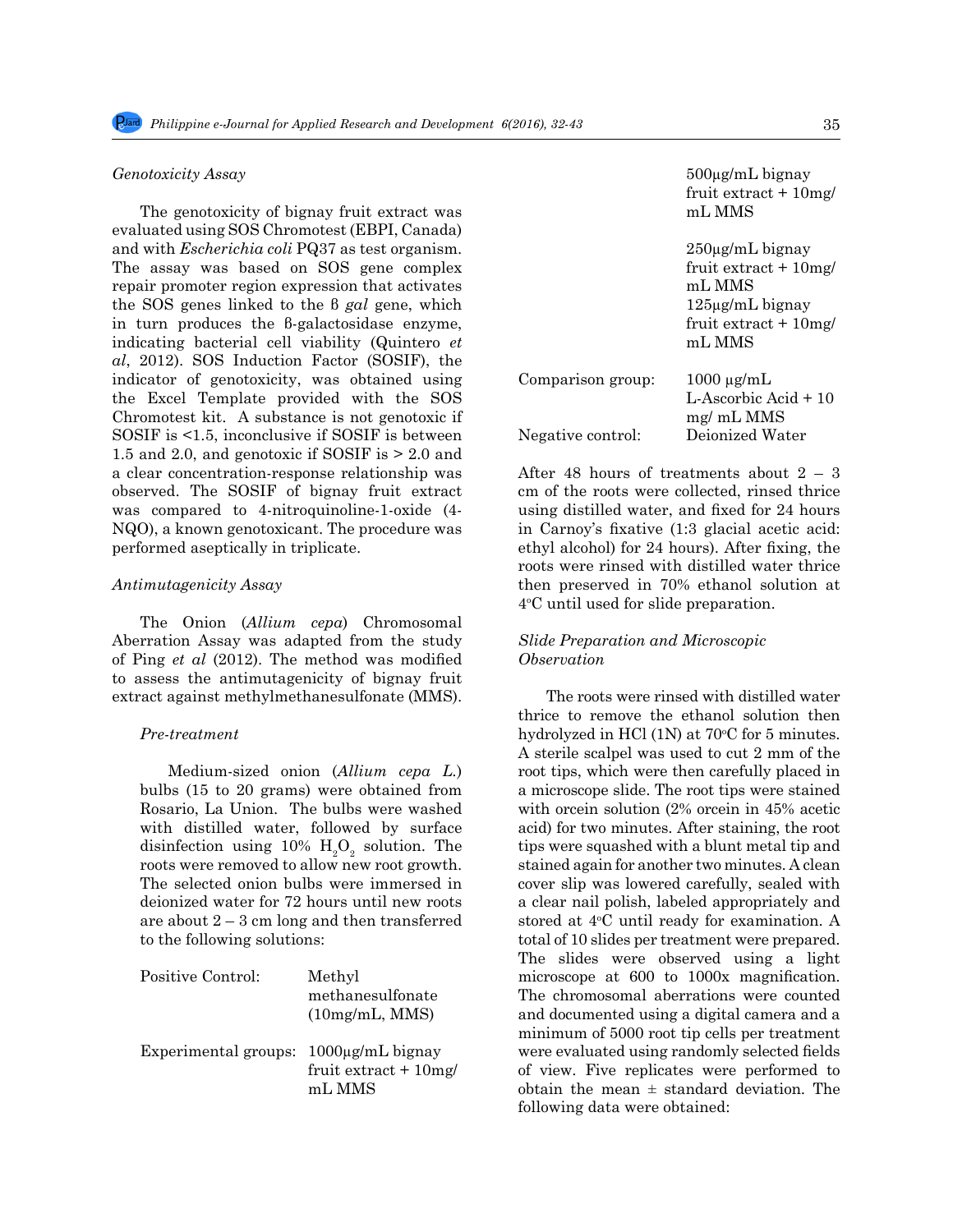*Genotoxicity Assay*

The genotoxicity of bignay fruit extract was evaluated using SOS Chromotest (EBPI, Canada) and with *Escherichia coli* PQ37 as test organism. The assay was based on SOS gene complex repair promoter region expression that activates the SOS genes linked to the ß *gal* gene, which in turn produces the ß-galactosidase enzyme, indicating bacterial cell viability (Quintero *et al*, 2012). SOS Induction Factor (SOSIF), the indicator of genotoxicity, was obtained using the Excel Template provided with the SOS Chromotest kit. A substance is not genotoxic if SOSIF is <1.5, inconclusive if SOSIF is between 1.5 and 2.0, and genotoxic if SOSIF is > 2.0 and a clear concentration-response relationship was observed. The SOSIF of bignay fruit extract was compared to 4-nitroquinoline-1-oxide (4-NQO), a known genotoxicant. The procedure was performed aseptically in triplicate.

*Antimutagenicity Assay*

The Onion (*Allium cepa*) Chromosomal Aberration Assay was adapted from the study of Ping *et al* (2012). The method was modified to assess the antimutagenicity of bignay fruit extract against methylmethanesulfonate (MMS).

*Pre-treatment*

Medium-sized onion (*Allium cepa L.*) bulbs (15 to 20 grams) were obtained from Rosario, La Union. The bulbs were washed with distilled water, followed by surface disinfection using 10% $H_2O_2$ solution. The roots were removed to allow new root growth. The selected onion bulbs were immersed in deionized water for 72 hours until new roots are about 2 – 3 cm long and then transferred to the following solutions:

| | |
|---|---|
| Positive Control: | Methyl methanesulfonate (10mg/mL, MMS) |
| Experimental groups: | 1000µg/mL bignay fruit extract + 10mg/mL MMS |
| | 500µg/mL bignay fruit extract + 10mg/mL MMS |
| | 250µg/mL bignay fruit extract + 10mg/mL MMS |
| | 125µg/mL bignay fruit extract + 10mg/mL MMS |
| Comparison group: | 1000 µg/mL L-Ascorbic Acid + 10 mg/ mL MMS |
| Negative control: | Deionized Water |

After 48 hours of treatments about 2 – 3 cm of the roots were collected, rinsed thrice using distilled water, and fixed for 24 hours in Carnoy's fixative (1:3 glacial acetic acid: ethyl alcohol) for 24 hours). After fixing, the roots were rinsed with distilled water thrice then preserved in 70% ethanol solution at 4°C until used for slide preparation.

*Slide Preparation and Microscopic Observation*

The roots were rinsed with distilled water thrice to remove the ethanol solution then hydrolyzed in HCl (1N) at 70°C for 5 minutes. A sterile scalpel was used to cut 2 mm of the root tips, which were then carefully placed in a microscope slide. The root tips were stained with orcein solution (2% orcein in 45% acetic acid) for two minutes. After staining, the root tips were squashed with a blunt metal tip and stained again for another two minutes. A clean cover slip was lowered carefully, sealed with a clear nail polish, labeled appropriately and stored at 4°C until ready for examination. A total of 10 slides per treatment were prepared. The slides were observed using a light microscope at 600 to 1000x magnification. The chromosomal aberrations were counted and documented using a digital camera and a minimum of 5000 root tip cells per treatment were evaluated using randomly selected fields of view. Five replicates were performed to obtain the mean ± standard deviation. The following data were obtained: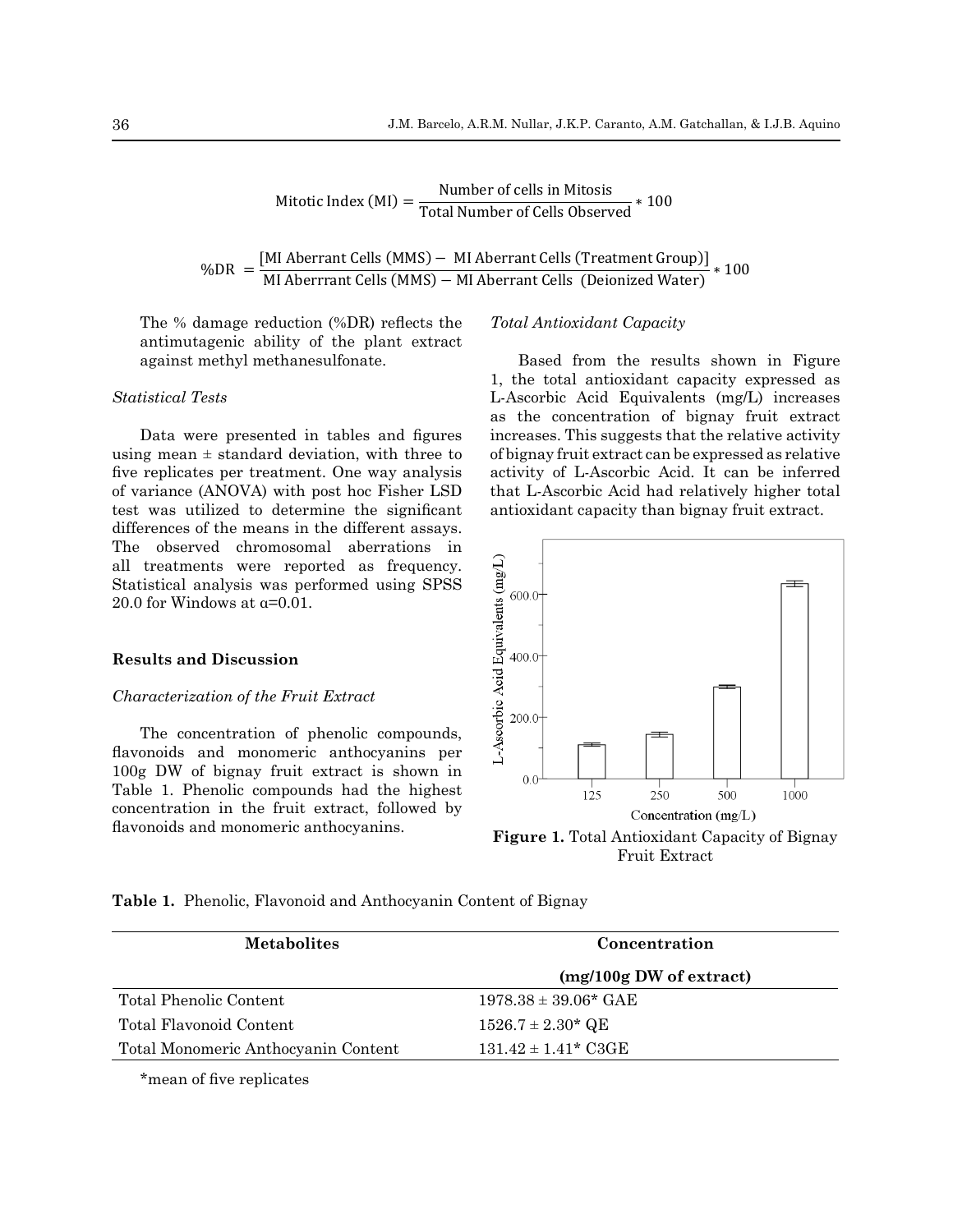$$\text{Mitotic Index (MI)} = \frac{\text{Number of cells in Mitosis}}{\text{Total Number of Cells Observed}} * 100$$

$$\%\text{DR} = \frac{[\text{MI Aberrant Cells (MMS)} - \text{MI Aberrant Cells (Treatment Group)}]}{\text{MI Aberrrant Cells (MMS)} - \text{MI Aberrant Cells (Deionized Water)}} * 100$$

The % damage reduction (%DR) reflects the antimutagenic ability of the plant extract against methyl methanesulfonate.

*Statistical Tests*

Data were presented in tables and figures using mean ± standard deviation, with three to five replicates per treatment. One way analysis of variance (ANOVA) with post hoc Fisher LSD test was utilized to determine the significant differences of the means in the different assays. The observed chromosomal aberrations in all treatments were reported as frequency. Statistical analysis was performed using SPSS 20.0 for Windows at $\alpha$=0.01.

## Results and Discussion

*Characterization of the Fruit Extract*

The concentration of phenolic compounds, flavonoids and monomeric anthocyanins per 100g DW of bignay fruit extract is shown in Table 1. Phenolic compounds had the highest concentration in the fruit extract, followed by flavonoids and monomeric anthocyanins.

*Total Antioxidant Capacity*

Based from the results shown in Figure 1, the total antioxidant capacity expressed as L-Ascorbic Acid Equivalents (mg/L) increases as the concentration of bignay fruit extract increases. This suggests that the relative activity of bignay fruit extract can be expressed as relative activity of L-Ascorbic Acid. It can be inferred that L-Ascorbic Acid had relatively higher total antioxidant capacity than bignay fruit extract.

**Figure 1.** Total Antioxidant Capacity of Bignay Fruit Extract

**Table 1.** Phenolic, Flavonoid and Anthocyanin Content of Bignay

| Metabolites | Concentration (mg/100g DW of extract) |
|---|---|
| Total Phenolic Content | 1978.38 ± 39.06* GAE |
| Total Flavonoid Content | 1526.7 ± 2.30* QE |
| Total Monomeric Anthocyanin Content | 131.42 ± 1.41* C3GE |

*mean of five replicates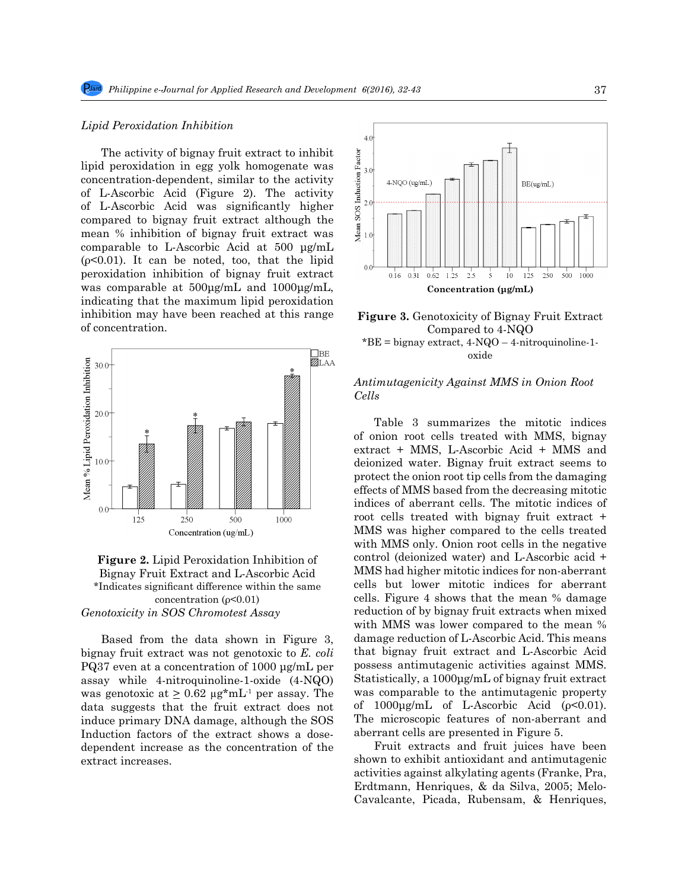*Lipid Peroxidation Inhibition*

The activity of bignay fruit extract to inhibit lipid peroxidation in egg yolk homogenate was concentration-dependent, similar to the activity of L-Ascorbic Acid (Figure 2). The activity of L-Ascorbic Acid was significantly higher compared to bignay fruit extract although the mean % inhibition of bignay fruit extract was comparable to L-Ascorbic Acid at 500 μg/mL ($\rho$<0.01). It can be noted, too, that the lipid peroxidation inhibition of bignay fruit extract was comparable at 500μg/mL and 1000μg/mL, indicating that the maximum lipid peroxidation inhibition may have been reached at this range of concentration.

**Figure 2.** Lipid Peroxidation Inhibition of Bignay Fruit Extract and L-Ascorbic Acid
*Indicates significant difference within the same concentration ($\rho$<0.01)

*Genotoxicity in SOS Chromotest Assay*

Based from the data shown in Figure 3, bignay fruit extract was not genotoxic to *E. coli* PQ37 even at a concentration of 1000 μg/mL per assay while 4-nitroquinoline-1-oxide (4-NQO) was genotoxic at ≥ 0.62 $\mu g*mL^{-1}$ per assay. The data suggests that the fruit extract does not induce primary DNA damage, although the SOS Induction factors of the extract shows a dose-dependent increase as the concentration of the extract increases.

**Figure 3.** Genotoxicity of Bignay Fruit Extract Compared to 4-NQO
*BE = bignay extract, 4-NQO – 4-nitroquinoline-1-oxide

*Antimutagenicity Against MMS in Onion Root Cells*

Table 3 summarizes the mitotic indices of onion root cells treated with MMS, bignay extract + MMS, L-Ascorbic Acid + MMS and deionized water. Bignay fruit extract seems to protect the onion root tip cells from the damaging effects of MMS based from the decreasing mitotic indices of aberrant cells. The mitotic indices of root cells treated with bignay fruit extract + MMS was higher compared to the cells treated with MMS only. Onion root cells in the negative control (deionized water) and L-Ascorbic acid + MMS had higher mitotic indices for non-aberrant cells but lower mitotic indices for aberrant cells. Figure 4 shows that the mean % damage reduction of by bignay fruit extracts when mixed with MMS was lower compared to the mean % damage reduction of L-Ascorbic Acid. This means that bignay fruit extract and L-Ascorbic Acid possess antimutagenic activities against MMS. Statistically, a 1000μg/mL of bignay fruit extract was comparable to the antimutagenic property of 1000μg/mL of L-Ascorbic Acid ($\rho$<0.01). The microscopic features of non-aberrant and aberrant cells are presented in Figure 5.

Fruit extracts and fruit juices have been shown to exhibit antioxidant and antimutagenic activities against alkylating agents (Franke, Pra, Erdtmann, Henriques, & da Silva, 2005; Melo-Cavalcante, Picada, Rubensam, & Henriques,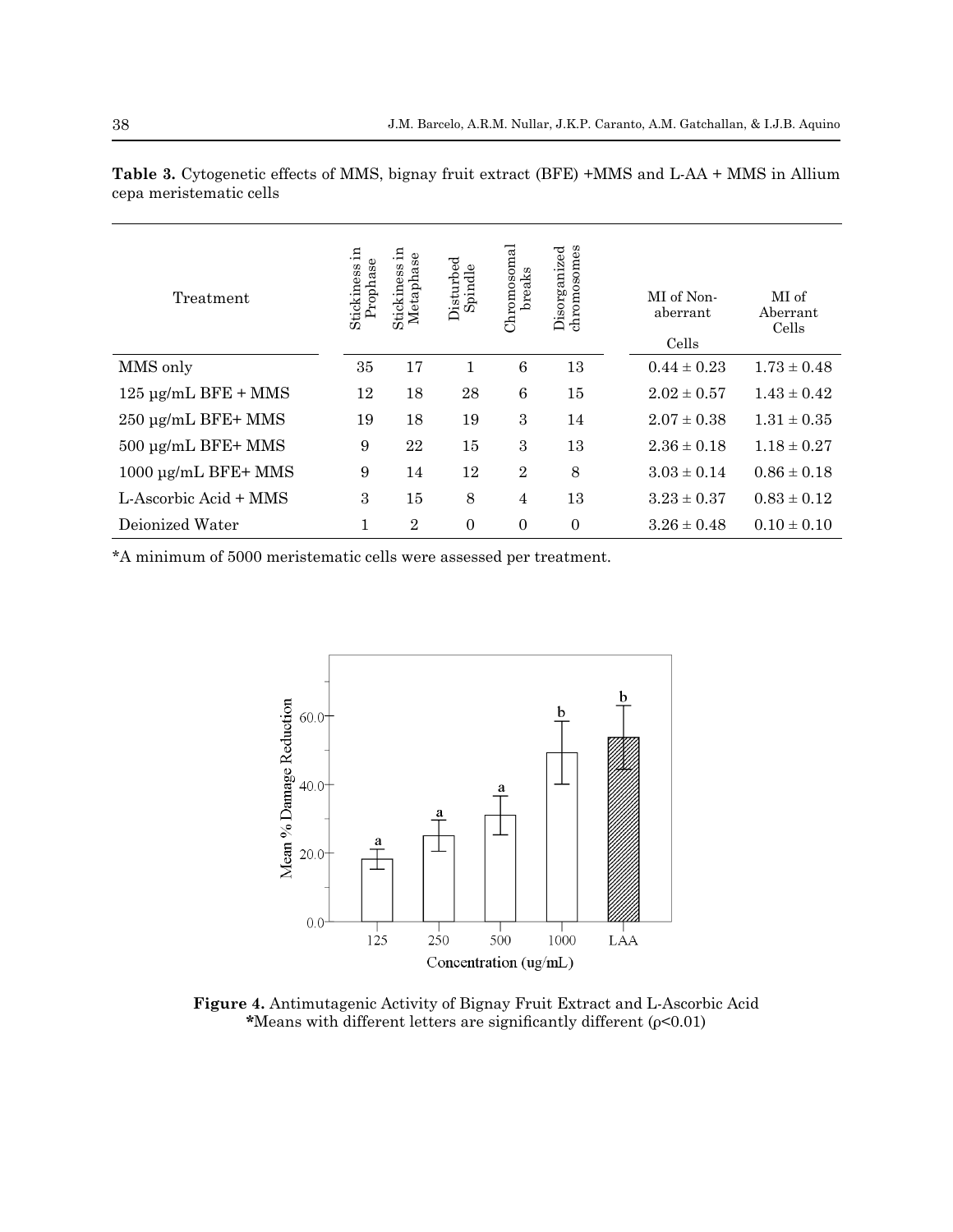**Table 3.** Cytogenetic effects of MMS, bignay fruit extract (BFE) +MMS and L-AA + MMS in Allium cepa meristematic cells

| Treatment | Stickiness in Prophase | Stickiness in Metaphase | Disturbed Spindle | Chromosomal breaks | Disorganized chromosomes | MI of Non-aberrant Cells | MI of Aberrant Cells |
|---|---|---|---|---|---|---|---|
| MMS only | 35 | 17 | 1 | 6 | 13 | 0.44 ± 0.23 | 1.73 ± 0.48 |
| 125 µg/mL BFE + MMS | 12 | 18 | 28 | 6 | 15 | 2.02 ± 0.57 | 1.43 ± 0.42 |
| 250 µg/mL BFE+ MMS | 19 | 18 | 19 | 3 | 14 | 2.07 ± 0.38 | 1.31 ± 0.35 |
| 500 µg/mL BFE+ MMS | 9 | 22 | 15 | 3 | 13 | 2.36 ± 0.18 | 1.18 ± 0.27 |
| 1000 µg/mL BFE+ MMS | 9 | 14 | 12 | 2 | 8 | 3.03 ± 0.14 | 0.86 ± 0.18 |
| L-Ascorbic Acid + MMS | 3 | 15 | 8 | 4 | 13 | 3.23 ± 0.37 | 0.83 ± 0.12 |
| Deionized Water | 1 | 2 | 0 | 0 | 0 | 3.26 ± 0.48 | 0.10 ± 0.10 |

*A minimum of 5000 meristematic cells were assessed per treatment.

**Figure 4.** Antimutagenic Activity of Bignay Fruit Extract and L-Ascorbic Acid
*Means with different letters are significantly different (ρ<0.01)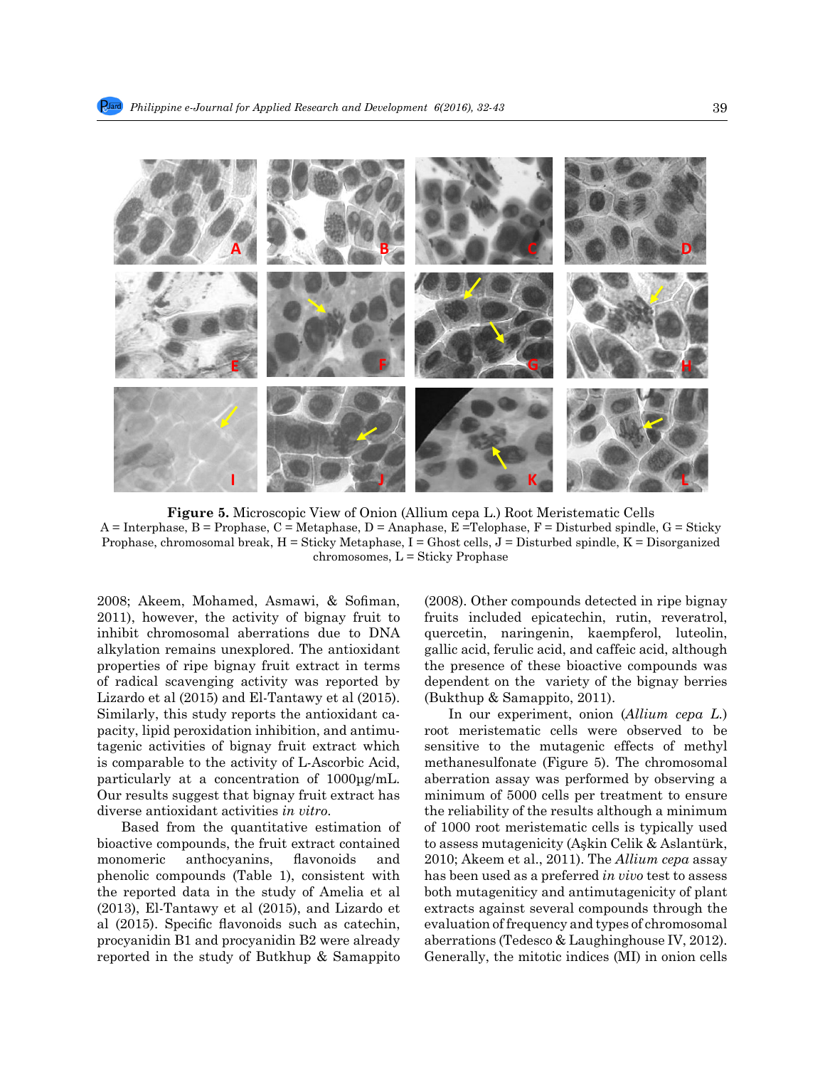**Figure 5.** Microscopic View of Onion (Allium cepa L.) Root Meristematic Cells
A = Interphase, B = Prophase, C = Metaphase, D = Anaphase, E =Telophase, F = Disturbed spindle, G = Sticky Prophase, chromosomal break, H = Sticky Metaphase, I = Ghost cells, J = Disturbed spindle, K = Disorganized chromosomes, L = Sticky Prophase

2008; Akeem, Mohamed, Asmawi, & Sofiman, 2011), however, the activity of bignay fruit to inhibit chromosomal aberrations due to DNA alkylation remains unexplored. The antioxidant properties of ripe bignay fruit extract in terms of radical scavenging activity was reported by Lizardo et al (2015) and El-Tantawy et al (2015). Similarly, this study reports the antioxidant capacity, lipid peroxidation inhibition, and antimutagenic activities of bignay fruit extract which is comparable to the activity of L-Ascorbic Acid, particularly at a concentration of 1000µg/mL. Our results suggest that bignay fruit extract has diverse antioxidant activities *in vitro*.

Based from the quantitative estimation of bioactive compounds, the fruit extract contained monomeric anthocyanins, flavonoids and phenolic compounds (Table 1), consistent with the reported data in the study of Amelia et al (2013), El-Tantawy et al (2015), and Lizardo et al (2015). Specific flavonoids such as catechin, procyanidin B1 and procyanidin B2 were already reported in the study of Butkhup & Samappito (2008). Other compounds detected in ripe bignay fruits included epicatechin, rutin, reveratrol, quercetin, naringenin, kaempferol, luteolin, gallic acid, ferulic acid, and caffeic acid, although the presence of these bioactive compounds was dependent on the variety of the bignay berries (Bukthup & Samappito, 2011).

In our experiment, onion (*Allium cepa L.*) root meristematic cells were observed to be sensitive to the mutagenic effects of methyl methanesulfonate (Figure 5). The chromosomal aberration assay was performed by observing a minimum of 5000 cells per treatment to ensure the reliability of the results although a minimum of 1000 root meristematic cells is typically used to assess mutagenicity (Aşkin Celik & Aslantürk, 2010; Akeem et al., 2011). The *Allium cepa* assay has been used as a preferred *in vivo* test to assess both mutagenitiicy and antimutagenicity of plant extracts against several compounds through the evaluation of frequency and types of chromosomal aberrations (Tedesco & Laughinghouse IV, 2012). Generally, the mitotic indices (MI) in onion cells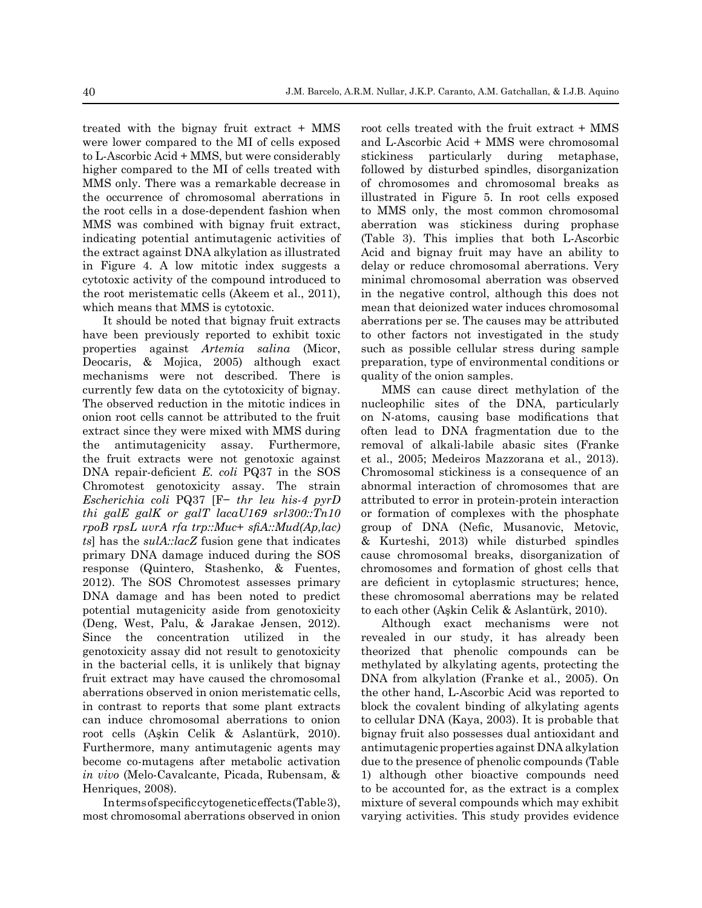treated with the bignay fruit extract + MMS were lower compared to the MI of cells exposed to L-Ascorbic Acid + MMS, but were considerably higher compared to the MI of cells treated with MMS only. There was a remarkable decrease in the occurrence of chromosomal aberrations in the root cells in a dose-dependent fashion when MMS was combined with bignay fruit extract, indicating potential antimutagenic activities of the extract against DNA alkylation as illustrated in Figure 4. A low mitotic index suggests a cytotoxic activity of the compound introduced to the root meristematic cells (Akeem et al., 2011), which means that MMS is cytotoxic.

It should be noted that bignay fruit extracts have been previously reported to exhibit toxic properties against *Artemia salina* (Micor, Deocaris, & Mojica, 2005) although exact mechanisms were not described. There is currently few data on the cytotoxicity of bignay. The observed reduction in the mitotic indices in onion root cells cannot be attributed to the fruit extract since they were mixed with MMS during the antimutagenicity assay. Furthermore, the fruit extracts were not genotoxic against DNA repair-deficient *E. coli* PQ37 in the SOS Chromotest genotoxicity assay. The strain *Escherichia coli* PQ37 [F− *thr leu his-4 pyrD thi galE galK or galT lacaU169 srl300::Tn10 rpoB rpsL uvrA rfa trp::Muc+ sfiA::Mud(Ap,lac) ts*] has the *sulA::lacZ* fusion gene that indicates primary DNA damage induced during the SOS response (Quintero, Stashenko, & Fuentes, 2012). The SOS Chromotest assesses primary DNA damage and has been noted to predict potential mutagenicity aside from genotoxicity (Deng, West, Palu, & Jarakae Jensen, 2012). Since the concentration utilized in the genotoxicity assay did not result to genotoxicity in the bacterial cells, it is unlikely that bignay fruit extract may have caused the chromosomal aberrations observed in onion meristematic cells, in contrast to reports that some plant extracts can induce chromosomal aberrations to onion root cells (Aşkin Celik & Aslantürk, 2010). Furthermore, many antimutagenic agents may become co-mutagens after metabolic activation *in vivo* (Melo-Cavalcante, Picada, Rubensam, & Henriques, 2008).

In terms of specific cytogenetic effects (Table 3), most chromosomal aberrations observed in onion root cells treated with the fruit extract + MMS and L-Ascorbic Acid + MMS were chromosomal stickiness particularly during metaphase, followed by disturbed spindles, disorganization of chromosomes and chromosomal breaks as illustrated in Figure 5. In root cells exposed to MMS only, the most common chromosomal aberration was stickiness during prophase (Table 3). This implies that both L-Ascorbic Acid and bignay fruit may have an ability to delay or reduce chromosomal aberrations. Very minimal chromosomal aberration was observed in the negative control, although this does not mean that deionized water induces chromosomal aberrations per se. The causes may be attributed to other factors not investigated in the study such as possible cellular stress during sample preparation, type of environmental conditions or quality of the onion samples.

MMS can cause direct methylation of the nucleophilic sites of the DNA, particularly on N-atoms, causing base modifications that often lead to DNA fragmentation due to the removal of alkali-labile abasic sites (Franke et al., 2005; Medeiros Mazzorana et al., 2013). Chromosomal stickiness is a consequence of an abnormal interaction of chromosomes that are attributed to error in protein-protein interaction or formation of complexes with the phosphate group of DNA (Nefic, Musanovic, Metovic, & Kurteshi, 2013) while disturbed spindles cause chromosomal breaks, disorganization of chromosomes and formation of ghost cells that are deficient in cytoplasmic structures; hence, these chromosomal aberrations may be related to each other (Aşkin Celik & Aslantürk, 2010).

Although exact mechanisms were not revealed in our study, it has already been theorized that phenolic compounds can be methylated by alkylating agents, protecting the DNA from alkylation (Franke et al., 2005). On the other hand, L-Ascorbic Acid was reported to block the covalent binding of alkylating agents to cellular DNA (Kaya, 2003). It is probable that bignay fruit also possesses dual antioxidant and antimutagenic properties against DNA alkylation due to the presence of phenolic compounds (Table 1) although other bioactive compounds need to be accounted for, as the extract is a complex mixture of several compounds which may exhibit varying activities. This study provides evidence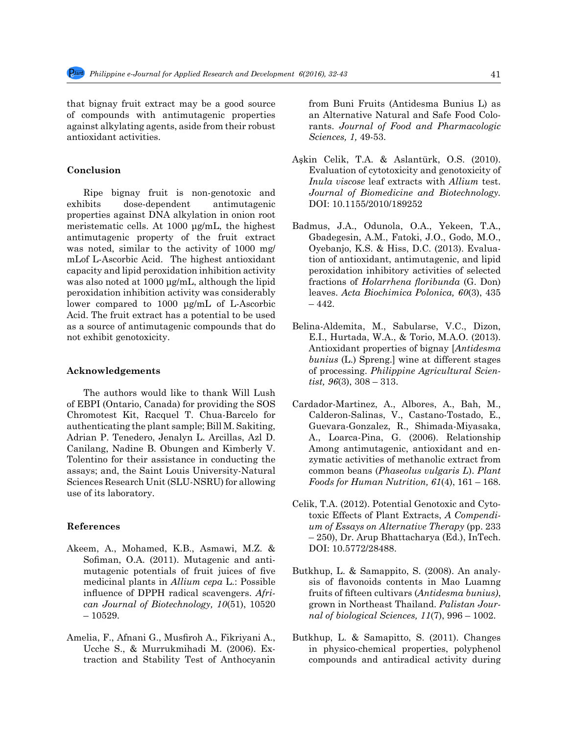that bignay fruit extract may be a good source of compounds with antimutagenic properties against alkylating agents, aside from their robust antioxidant activities.

## Conclusion

Ripe bignay fruit is non-genotoxic and exhibits dose-dependent antimutagenic properties against DNA alkylation in onion root meristematic cells. At 1000 µg/mL, the highest antimutagenic property of the fruit extract was noted, similar to the activity of 1000 mg/mLof L-Ascorbic Acid. The highest antioxidant capacity and lipid peroxidation inhibition activity was also noted at 1000 µg/mL, although the lipid peroxidation inhibition activity was considerably lower compared to 1000 µg/mL of L-Ascorbic Acid. The fruit extract has a potential to be used as a source of antimutagenic compounds that do not exhibit genotoxicity.

## Acknowledgements

The authors would like to thank Will Lush of EBPI (Ontario, Canada) for providing the SOS Chromotest Kit, Racquel T. Chua-Barcelo for authenticating the plant sample; Bill M. Sakiting, Adrian P. Tenedero, Jenalyn L. Arcillas, Azl D. Canilang, Nadine B. Obungen and Kimberly V. Tolentino for their assistance in conducting the assays; and, the Saint Louis University-Natural Sciences Research Unit (SLU-NSRU) for allowing use of its laboratory.

## References

Akeem, A., Mohamed, K.B., Asmawi, M.Z. & Sofiman, O.A. (2011). Mutagenic and antimutagenic potentials of fruit juices of five medicinal plants in *Allium cepa* L.: Possible influence of DPPH radical scavengers. *African Journal of Biotechnology, 10*(51), 10520 – 10529.

Amelia, F., Afnani G., Musfiroh A., Fikriyani A., Ucche S., & Murrukmihadi M. (2006). Extraction and Stability Test of Anthocyanin from Buni Fruits (Antidesma Bunius L) as an Alternative Natural and Safe Food Colorants. *Journal of Food and Pharmacologic Sciences, 1,* 49-53.

Aşkin Celik, T.A. & Aslantürk, O.S. (2010). Evaluation of cytotoxicity and genotoxicity of *Inula viscose* leaf extracts with *Allium* test. *Journal of Biomedicine and Biotechnology.* DOI: 10.1155/2010/189252

Badmus, J.A., Odunola, O.A., Yekeen, T.A., Gbadegesin, A.M., Fatoki, J.O., Godo, M.O., Oyebanjo, K.S. & Hiss, D.C. (2013). Evaluation of antioxidant, antimutagenic, and lipid peroxidation inhibitory activities of selected fractions of *Holarrhena floribunda* (G. Don) leaves. *Acta Biochimica Polonica, 60*(3), 435 – 442.

Belina-Aldemita, M., Sabularse, V.C., Dizon, E.I., Hurtada, W.A., & Torio, M.A.O. (2013). Antioxidant properties of bignay [*Antidesma bunius* (L.) Spreng.] wine at different stages of processing. *Philippine Agricultural Scientist, 96*(3), 308 – 313.

Cardador-Martinez, A., Albores, A., Bah, M., Calderon-Salinas, V., Castano-Tostado, E., Guevara-Gonzalez, R., Shimada-Miyasaka, A., Loarca-Pina, G. (2006). Relationship Among antimutagenic, antioxidant and enzymatic activities of methanolic extract from common beans (*Phaseolus vulgaris L*). *Plant Foods for Human Nutrition, 61*(4), 161 – 168.

Celik, T.A. (2012). Potential Genotoxic and Cytotoxic Effects of Plant Extracts, *A Compendium of Essays on Alternative Therapy* (pp. 233 – 250), Dr. Arup Bhattacharya (Ed.), InTech. DOI: 10.5772/28488.

Butkhup, L. & Samappito, S. (2008). An analysis of flavonoids contents in Mao Luamng fruits of fifteen cultivars (*Antidesma bunius)*, grown in Northeast Thailand. *Palistan Journal of biological Sciences, 11*(7), 996 – 1002.

Butkhup, L. & Samapitto, S. (2011). Changes in physico-chemical properties, polyphenol compounds and antiradical activity during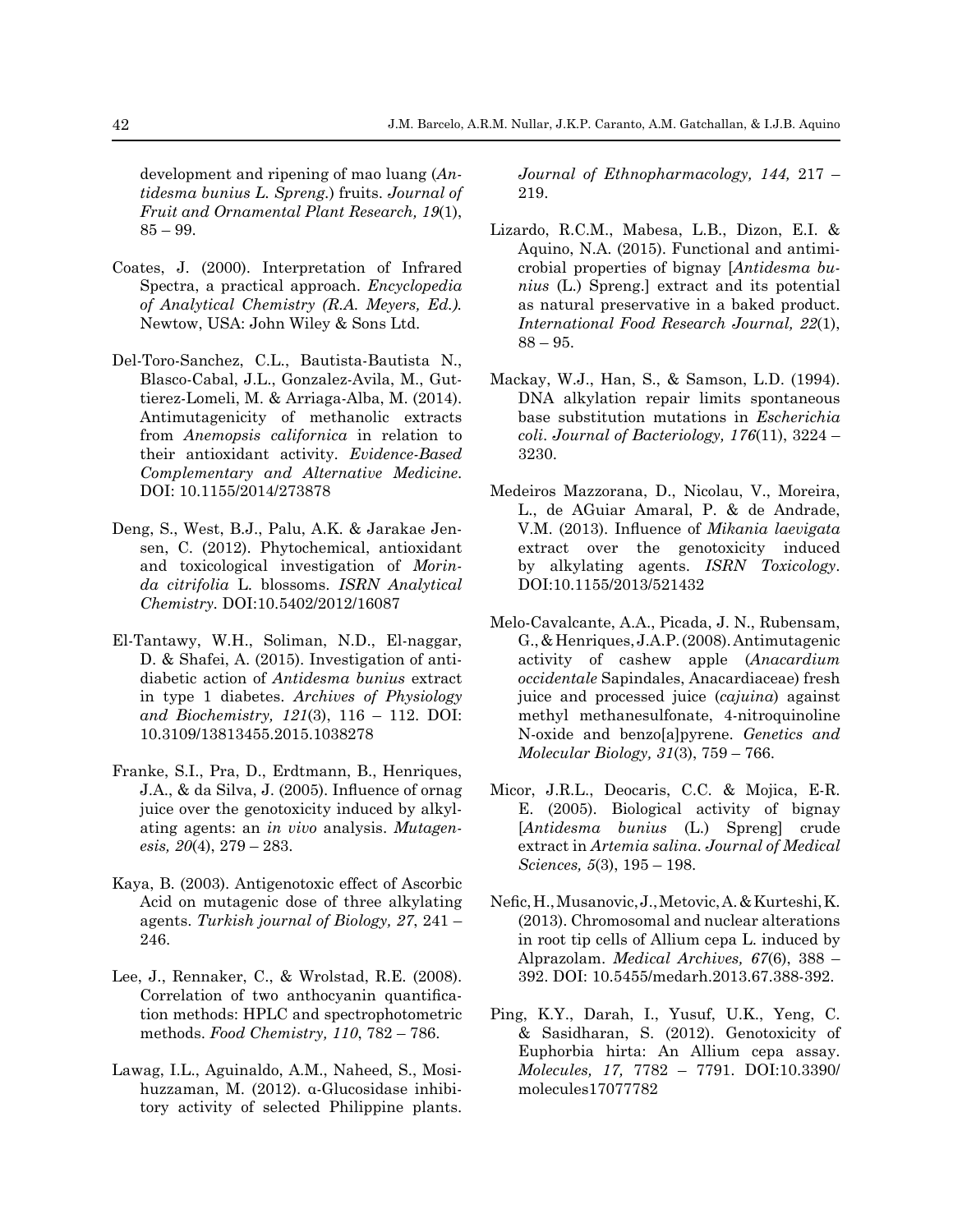development and ripening of mao luang (*Antidesma bunius L. Spreng.*) fruits. *Journal of Fruit and Ornamental Plant Research, 19*(1), 85 – 99.

Coates, J. (2000). Interpretation of Infrared Spectra, a practical approach. *Encyclopedia of Analytical Chemistry (R.A. Meyers, Ed.).* Newtow, USA: John Wiley & Sons Ltd.

Del-Toro-Sanchez, C.L., Bautista-Bautista N., Blasco-Cabal, J.L., Gonzalez-Avila, M., Guttierez-Lomeli, M. & Arriaga-Alba, M. (2014). Antimutagenicity of methanolic extracts from *Anemopsis californica* in relation to their antioxidant activity. *Evidence-Based Complementary and Alternative Medicine*. DOI: 10.1155/2014/273878

Deng, S., West, B.J., Palu, A.K. & Jarakae Jensen, C. (2012). Phytochemical, antioxidant and toxicological investigation of *Morinda citrifolia* L. blossoms. *ISRN Analytical Chemistry*. DOI:10.5402/2012/16087

El-Tantawy, W.H., Soliman, N.D., El-naggar, D. & Shafei, A. (2015). Investigation of antidiabetic action of *Antidesma bunius* extract in type 1 diabetes. *Archives of Physiology and Biochemistry, 121*(3), 116 – 112. DOI: 10.3109/13813455.2015.1038278

Franke, S.I., Pra, D., Erdtmann, B., Henriques, J.A., & da Silva, J. (2005). Influence of ornag juice over the genotoxicity induced by alkylating agents: an *in vivo* analysis. *Mutagenesis, 20*(4), 279 – 283.

Kaya, B. (2003). Antigenotoxic effect of Ascorbic Acid on mutagenic dose of three alkylating agents. *Turkish journal of Biology, 27*, 241 – 246.

Lee, J., Rennaker, C., & Wrolstad, R.E. (2008). Correlation of two anthocyanin quantification methods: HPLC and spectrophotometric methods. *Food Chemistry, 110*, 782 – 786.

Lawag, I.L., Aguinaldo, A.M., Naheed, S., Mosihuzzaman, M. (2012). α-Glucosidase inhibitory activity of selected Philippine plants. *Journal of Ethnopharmacology, 144,* 217 – 219.

Lizardo, R.C.M., Mabesa, L.B., Dizon, E.I. & Aquino, N.A. (2015). Functional and antimicrobial properties of bignay [*Antidesma bunius* (L.) Spreng.] extract and its potential as natural preservative in a baked product. *International Food Research Journal, 22*(1), 88 – 95.

Mackay, W.J., Han, S., & Samson, L.D. (1994). DNA alkylation repair limits spontaneous base substitution mutations in *Escherichia coli*. *Journal of Bacteriology, 176*(11), 3224 – 3230.

Medeiros Mazzorana, D., Nicolau, V., Moreira, L., de AGuiar Amaral, P. & de Andrade, V.M. (2013). Influence of *Mikania laevigata* extract over the genotoxicity induced by alkylating agents. *ISRN Toxicology*. DOI:10.1155/2013/521432

Melo-Cavalcante, A.A., Picada, J. N., Rubensam, G., & Henriques, J.A.P. (2008). Antimutagenic activity of cashew apple (*Anacardium occidentale* Sapindales, Anacardiaceae) fresh juice and processed juice (*cajuina*) against methyl methanesulfonate, 4-nitroquinoline N-oxide and benzo[a]pyrene. *Genetics and Molecular Biology, 31*(3), 759 – 766.

Micor, J.R.L., Deocaris, C.C. & Mojica, E-R. E. (2005). Biological activity of bignay [*Antidesma bunius* (L.) Spreng] crude extract in *Artemia salina*. *Journal of Medical Sciences, 5*(3), 195 – 198.

Nefic, H., Musanovic, J., Metovic, A. & Kurteshi, K. (2013). Chromosomal and nuclear alterations in root tip cells of Allium cepa L. induced by Alprazolam. *Medical Archives, 67*(6), 388 – 392. DOI: 10.5455/medarh.2013.67.388-392.

Ping, K.Y., Darah, I., Yusuf, U.K., Yeng, C. & Sasidharan, S. (2012). Genotoxicity of Euphorbia hirta: An Allium cepa assay. *Molecules, 17,* 7782 – 7791. DOI:10.3390/molecules17077782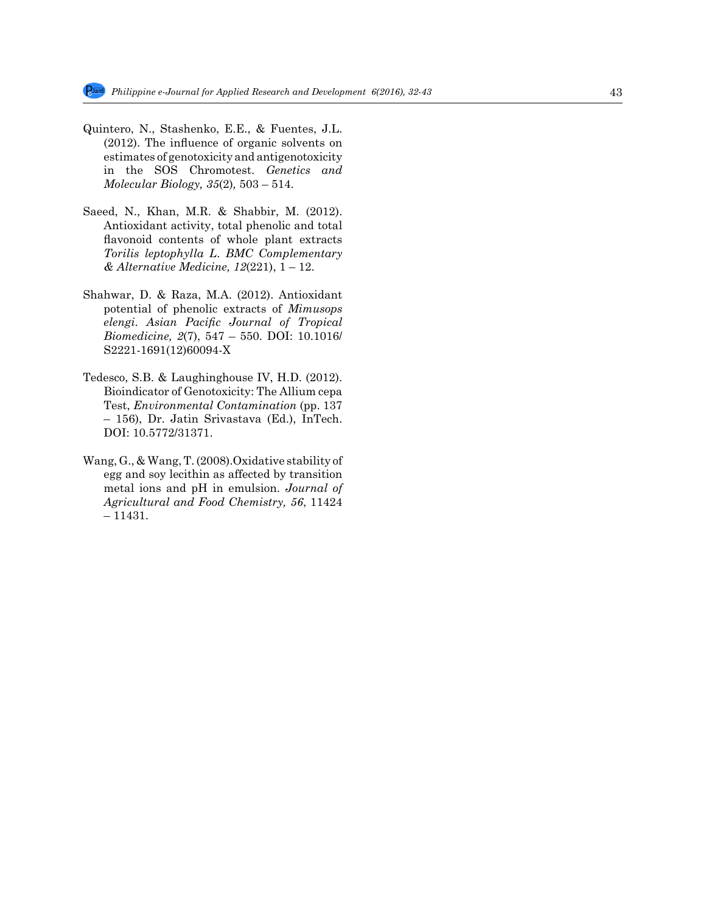Quintero, N., Stashenko, E.E., & Fuentes, J.L. (2012). The influence of organic solvents on estimates of genotoxicity and antigenotoxicity in the SOS Chromotest. *Genetics and Molecular Biology, 35*(2), 503 – 514.

Saeed, N., Khan, M.R. & Shabbir, M. (2012). Antioxidant activity, total phenolic and total flavonoid contents of whole plant extracts *Torilis leptophylla L. BMC Complementary & Alternative Medicine, 12*(221), 1 – 12.

Shahwar, D. & Raza, M.A. (2012). Antioxidant potential of phenolic extracts of *Mimusops elengi. Asian Pacific Journal of Tropical Biomedicine, 2*(7), 547 – 550. DOI: 10.1016/S2221-1691(12)60094-X

Tedesco, S.B. & Laughinghouse IV, H.D. (2012). Bioindicator of Genotoxicity: The Allium cepa Test, *Environmental Contamination* (pp. 137 – 156), Dr. Jatin Srivastava (Ed.), InTech. DOI: 10.5772/31371.

Wang, G., & Wang, T. (2008).Oxidative stability of egg and soy lecithin as affected by transition metal ions and pH in emulsion. *Journal of Agricultural and Food Chemistry, 56*, 11424 – 11431.